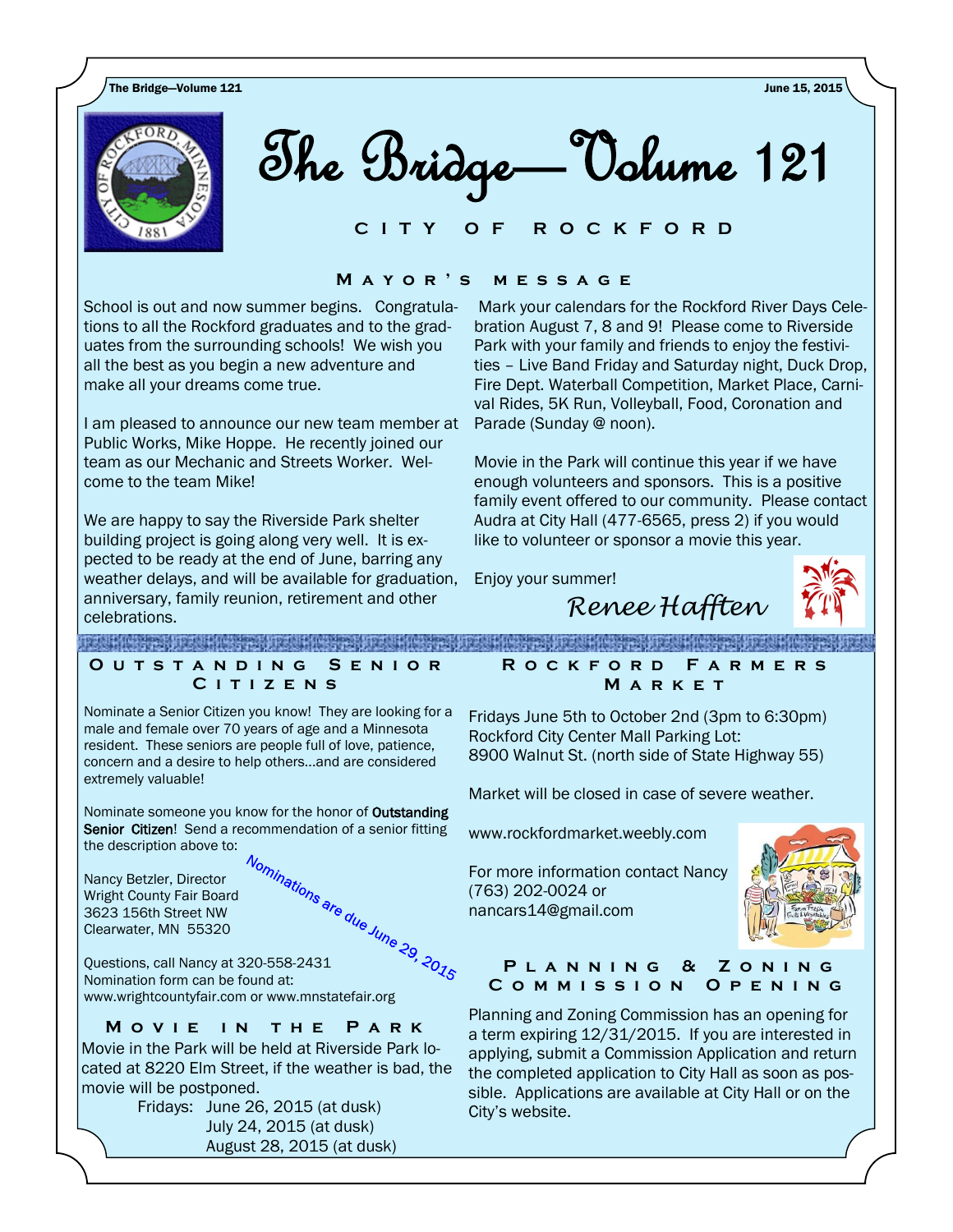# The Bridge—Volume 121

## CITY OF ROCKFORD

### Mayor's message

School is out and now summer begins. Congratulations to all the Rockford graduates and to the graduates from the surrounding schools! We wish you all the best as you begin a new adventure and make all your dreams come true.

I am pleased to announce our new team member at Public Works, Mike Hoppe. He recently joined our team as our Mechanic and Streets Worker. Welcome to the team Mike!

We are happy to say the Riverside Park shelter building project is going along very well. It is expected to be ready at the end of June, barring any weather delays, and will be available for graduation, anniversary, family reunion, retirement and other celebrations.

Mark your calendars for the Rockford River Days Celebration August 7, 8 and 9! Please come to Riverside Park with your family and friends to enjoy the festivities – Live Band Friday and Saturday night, Duck Drop, Fire Dept. Waterball Competition, Market Place, Carnival Rides, 5K Run, Volleyball, Food, Coronation and Parade (Sunday @ noon).

Movie in the Park will continue this year if we have enough volunteers and sponsors. This is a positive family event offered to our community. Please contact Audra at City Hall (477-6565, press 2) if you would like to volunteer or sponsor a movie this year.

Enjoy your summer!

*Renee Hafften*

### Outstanding Senior Citizens

Nominate a Senior Citizen you know! They are looking for a male and female over 70 years of age and a Minnesota resident. These seniors are people full of love, patience, concern and a desire to help others...and are considered extremely valuable!

Nominate someone you know for the honor of **Outstanding Senior Citizen**! Send a recommendation of a senior fitting the description above to:

Nancy Betzler, Director
Wright County Fair Board
3623 156th Street NW
Clearwater, MN 55320

Nominations are due June 29, 2015

Questions, call Nancy at 320-558-2431
Nomination form can be found at:
www.wrightcountyfair.com or www.mnstatefair.org

### Movie in the Park

Movie in the Park will be held at Riverside Park located at 8220 Elm Street, if the weather is bad, the movie will be postponed.

Fridays: June 26, 2015 (at dusk)
July 24, 2015 (at dusk)
August 28, 2015 (at dusk)

### Rockford Farmers Market

Fridays June 5th to October 2nd (3pm to 6:30pm)
Rockford City Center Mall Parking Lot:
8900 Walnut St. (north side of State Highway 55)

Market will be closed in case of severe weather.

www.rockfordmarket.weebly.com

For more information contact Nancy
(763) 202-0024 or
nancars14@gmail.com

### Planning & Zoning Commission Opening

Planning and Zoning Commission has an opening for a term expiring 12/31/2015. If you are interested in applying, submit a Commission Application and return the completed application to City Hall as soon as possible. Applications are available at City Hall or on the City's website.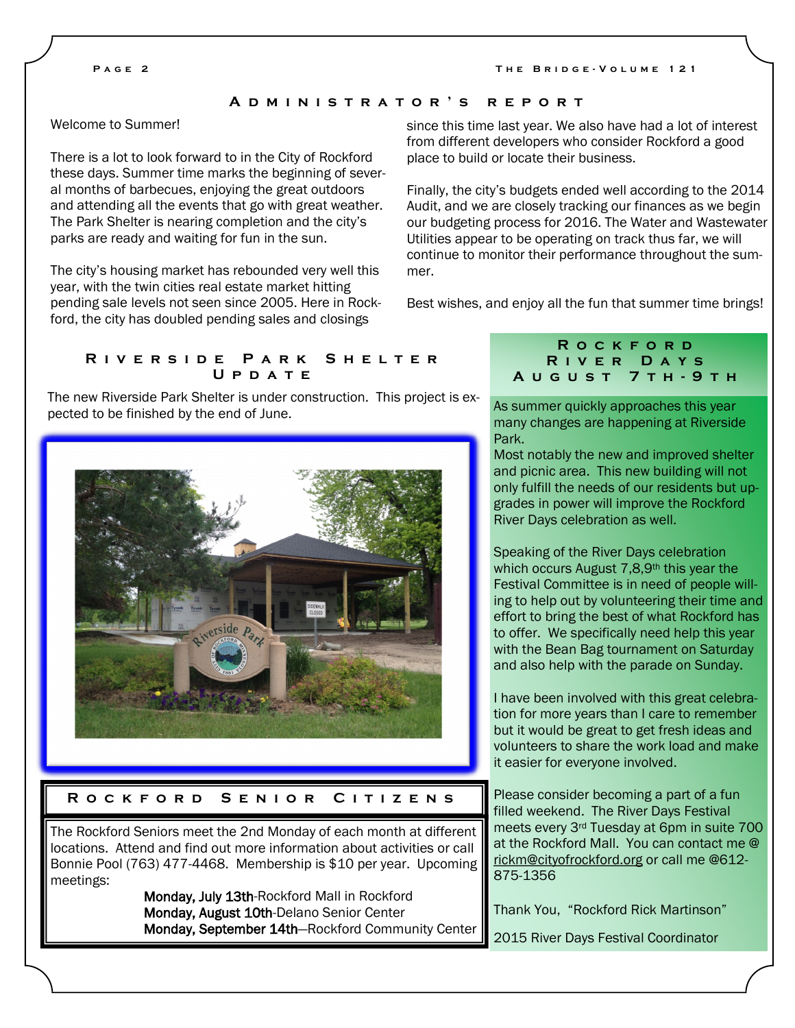## Administrator's Report

Welcome to Summer!

There is a lot to look forward to in the City of Rockford these days. Summer time marks the beginning of several months of barbecues, enjoying the great outdoors and attending all the events that go with great weather. The Park Shelter is nearing completion and the city's parks are ready and waiting for fun in the sun.

The city's housing market has rebounded very well this year, with the twin cities real estate market hitting pending sale levels not seen since 2005. Here in Rockford, the city has doubled pending sales and closings since this time last year. We also have had a lot of interest from different developers who consider Rockford a good place to build or locate their business.

Finally, the city's budgets ended well according to the 2014 Audit, and we are closely tracking our finances as we begin our budgeting process for 2016. The Water and Wastewater Utilities appear to be operating on track thus far, we will continue to monitor their performance throughout the summer.

Best wishes, and enjoy all the fun that summer time brings!

## Riverside Park Shelter Update

The new Riverside Park Shelter is under construction. This project is expected to be finished by the end of June.

## Rockford Senior Citizens

The Rockford Seniors meet the 2nd Monday of each month at different locations. Attend and find out more information about activities or call Bonnie Pool (763) 477-4468. Membership is $10 per year. Upcoming meetings:

**Monday, July 13th**-Rockford Mall in Rockford
**Monday, August 10th**-Delano Senior Center
**Monday, September 14th**—Rockford Community Center

## Rockford River Days August 7th-9th

As summer quickly approaches this year many changes are happening at Riverside Park.
Most notably the new and improved shelter and picnic area. This new building will not only fulfill the needs of our residents but upgrades in power will improve the Rockford River Days celebration as well.

Speaking of the River Days celebration which occurs August 7,8,9th this year the Festival Committee is in need of people willing to help out by volunteering their time and effort to bring the best of what Rockford has to offer. We specifically need help this year with the Bean Bag tournament on Saturday and also help with the parade on Sunday.

I have been involved with this great celebration for more years than I care to remember but it would be great to get fresh ideas and volunteers to share the work load and make it easier for everyone involved.

Please consider becoming a part of a fun filled weekend. The River Days Festival meets every 3rd Tuesday at 6pm in suite 700 at the Rockford Mall. You can contact me @ rickm@cityofrockford.org or call me @612-875-1356

Thank You, "Rockford Rick Martinson"

2015 River Days Festival Coordinator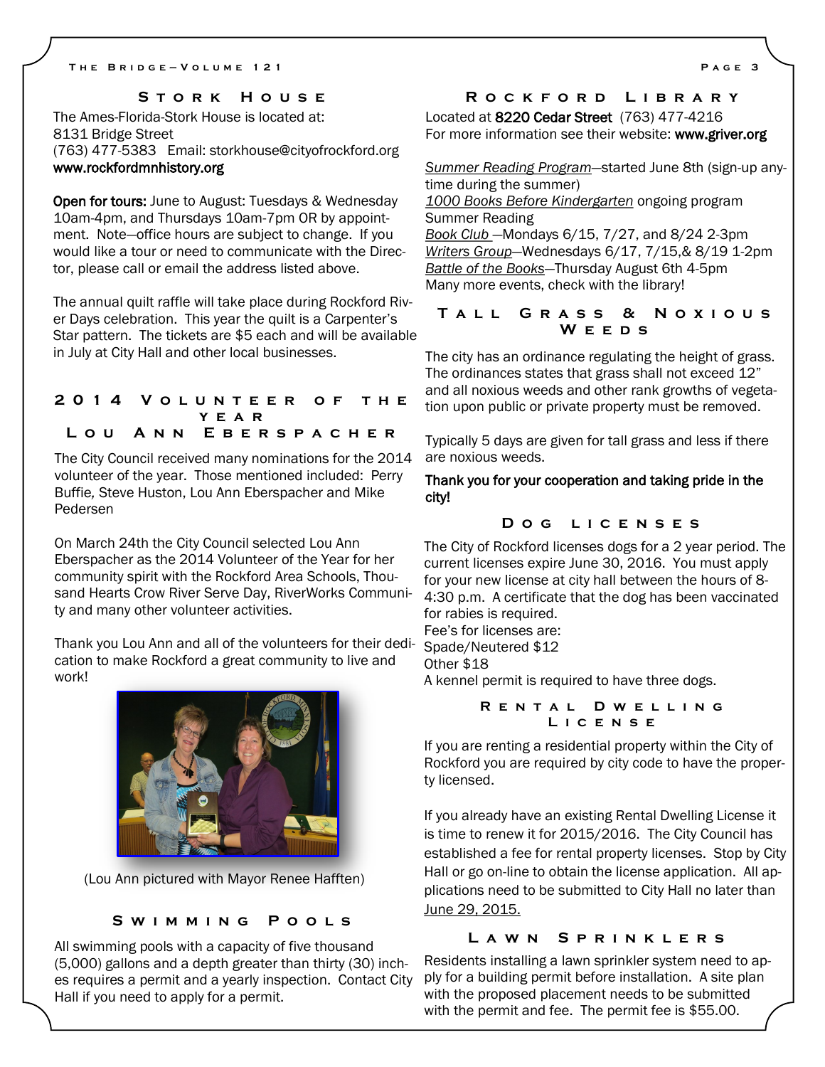## Stork House

The Ames-Florida-Stork House is located at:
8131 Bridge Street
(763) 477-5383   Email: storkhouse@cityofrockford.org
**www.rockfordmnhistory.org**

**Open for tours:** June to August: Tuesdays & Wednesday 10am-4pm, and Thursdays 10am-7pm OR by appointment. Note—office hours are subject to change. If you would like a tour or need to communicate with the Director, please call or email the address listed above.

The annual quilt raffle will take place during Rockford River Days celebration. This year the quilt is a Carpenter's Star pattern. The tickets are $5 each and will be available in July at City Hall and other local businesses.

## 2014 Volunteer of the Year
## Lou Ann Eberspacher

The City Council received many nominations for the 2014 volunteer of the year. Those mentioned included: Perry Buffie, Steve Huston, Lou Ann Eberspacher and Mike Pedersen

On March 24th the City Council selected Lou Ann Eberspacher as the 2014 Volunteer of the Year for her community spirit with the Rockford Area Schools, Thousand Hearts Crow River Serve Day, RiverWorks Community and many other volunteer activities.

Thank you Lou Ann and all of the volunteers for their dedication to make Rockford a great community to live and work!

(Lou Ann pictured with Mayor Renee Hafften)

## Swimming Pools

All swimming pools with a capacity of five thousand (5,000) gallons and a depth greater than thirty (30) inches requires a permit and a yearly inspection. Contact City Hall if you need to apply for a permit.

## Rockford Library

Located at **8220 Cedar Street** (763) 477-4216
For more information see their website: **www.griver.org**

*Summer Reading Program*—started June 8th (sign-up anytime during the summer)
*1000 Books Before Kindergarten* ongoing program
Summer Reading
*Book Club* —Mondays 6/15, 7/27, and 8/24 2-3pm
*Writers Group*—Wednesdays 6/17, 7/15,& 8/19 1-2pm
*Battle of the Books*—Thursday August 6th 4-5pm
Many more events, check with the library!

## Tall Grass & Noxious Weeds

The city has an ordinance regulating the height of grass. The ordinances states that grass shall not exceed 12" and all noxious weeds and other rank growths of vegetation upon public or private property must be removed.

Typically 5 days are given for tall grass and less if there are noxious weeds.

**Thank you for your cooperation and taking pride in the city!**

## Dog licenses

The City of Rockford licenses dogs for a 2 year period. The current licenses expire June 30, 2016. You must apply for your new license at city hall between the hours of 8-4:30 p.m. A certificate that the dog has been vaccinated for rabies is required.
Fee's for licenses are:
Spade/Neutered $12
Other $18
A kennel permit is required to have three dogs.

## Rental Dwelling License

If you are renting a residential property within the City of Rockford you are required by city code to have the property licensed.

If you already have an existing Rental Dwelling License it is time to renew it for 2015/2016. The City Council has established a fee for rental property licenses. Stop by City Hall or go on-line to obtain the license application. All applications need to be submitted to City Hall no later than June 29, 2015.

## Lawn Sprinklers

Residents installing a lawn sprinkler system need to apply for a building permit before installation. A site plan with the proposed placement needs to be submitted with the permit and fee. The permit fee is $55.00.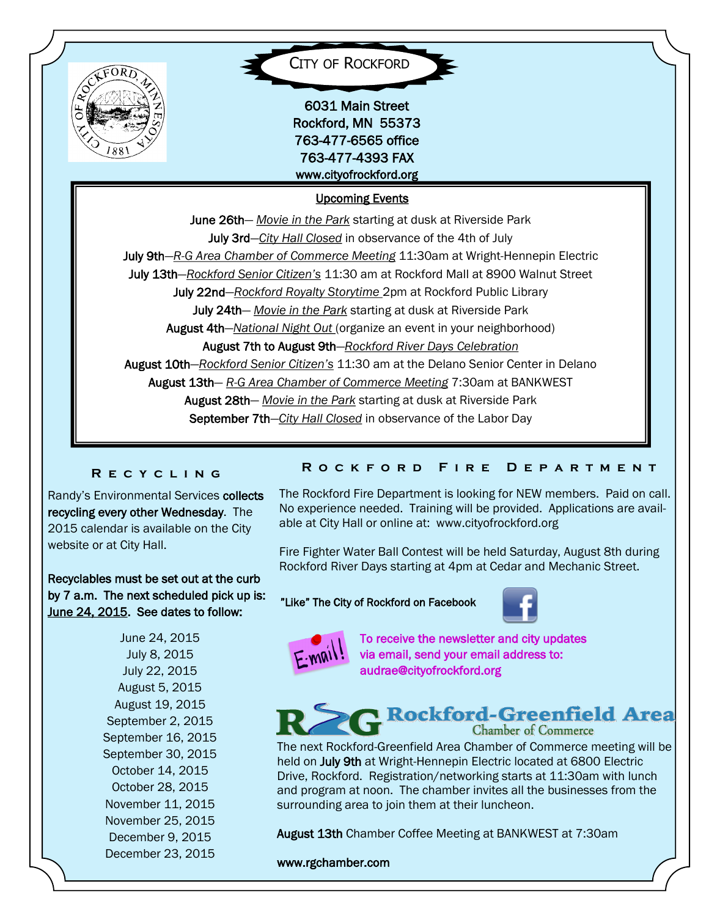# City of Rockford

6031 Main Street
Rockford, MN 55373
763-477-6565 office
763-477-4393 FAX
www.cityofrockford.org

## Upcoming Events

**June 26th**— *Movie in the Park* starting at dusk at Riverside Park

**July 3rd**—*City Hall Closed* in observance of the 4th of July

**July 9th**—*R-G Area Chamber of Commerce Meeting* 11:30am at Wright-Hennepin Electric

**July 13th**—*Rockford Senior Citizen's* 11:30 am at Rockford Mall at 8900 Walnut Street

**July 22nd**—*Rockford Royalty Storytime* 2pm at Rockford Public Library

**July 24th**— *Movie in the Park* starting at dusk at Riverside Park

**August 4th**—*National Night Out* (organize an event in your neighborhood)

**August 7th to August 9th**—*Rockford River Days Celebration*

**August 10th**—*Rockford Senior Citizen's* 11:30 am at the Delano Senior Center in Delano

**August 13th**— *R-G Area Chamber of Commerce Meeting* 7:30am at BANKWEST

**August 28th**— *Movie in the Park* starting at dusk at Riverside Park

**September 7th**—*City Hall Closed* in observance of the Labor Day

## Recycling

Randy's Environmental Services **collects recycling every other Wednesday**. The 2015 calendar is available on the City website or at City Hall.

**Recyclables must be set out at the curb by 7 a.m. The next scheduled pick up is: June 24, 2015. See dates to follow:**

June 24, 2015
July 8, 2015
July 22, 2015
August 5, 2015
August 19, 2015
September 2, 2015
September 16, 2015
September 30, 2015
October 14, 2015
October 28, 2015
November 11, 2015
November 25, 2015
December 9, 2015
December 23, 2015

## Rockford Fire Department

The Rockford Fire Department is looking for NEW members. Paid on call. No experience needed. Training will be provided. Applications are available at City Hall or online at: www.cityofrockford.org

Fire Fighter Water Ball Contest will be held Saturday, August 8th during Rockford River Days starting at 4pm at Cedar and Mechanic Street.

**"Like" The City of Rockford on Facebook**

E-mail!

To receive the newsletter and city updates via email, send your email address to: audrae@cityofrockford.org

## Rockford-Greenfield Area Chamber of Commerce

The next Rockford-Greenfield Area Chamber of Commerce meeting will be held on **July 9th** at Wright-Hennepin Electric located at 6800 Electric Drive, Rockford. Registration/networking starts at 11:30am with lunch and program at noon. The chamber invites all the businesses from the surrounding area to join them at their luncheon.

**August 13th** Chamber Coffee Meeting at BANKWEST at 7:30am

**www.rgchamber.com**